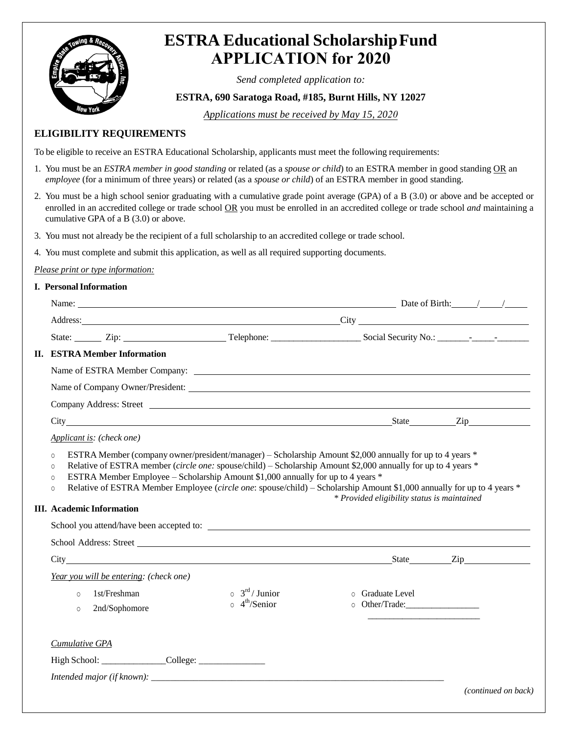# ESTRA Educational Scholarship Fund APPLICATION for 2020

*Send completed application to:*

**ESTRA, 690 Saratoga Road, #185, Burnt Hills, NY 12027**

*Applications must be received by May 15, 2020*

## ELIGIBILITY REQUIREMENTS

To be eligible to receive an ESTRA Educational Scholarship, applicants must meet the following requirements:

1. You must be an *ESTRA member in good standing* or related (as a *spouse or child*) to an ESTRA member in good standing OR an *employee* (for a minimum of three years) or related (as a *spouse or child*) of an ESTRA member in good standing.
2. You must be a high school senior graduating with a cumulative grade point average (GPA) of a B (3.0) or above and be accepted or enrolled in an accredited college or trade school OR you must be enrolled in an accredited college or trade school *and* maintaining a cumulative GPA of a B (3.0) or above.
3. You must not already be the recipient of a full scholarship to an accredited college or trade school.
4. You must complete and submit this application, as well as all required supporting documents.

*Please print or type information:*

### I. Personal Information

Name: ______________________________ Date of Birth: ____/____/____

Address: ______________________________ City ______________________________

State: ______ Zip: ______________ Telephone: ______________ Social Security No.: _______-_____-_______

### II. ESTRA Member Information

Name of ESTRA Member Company: ______________________________

Name of Company Owner/President: ______________________________

Company Address: Street ______________________________

City ______________________________ State __________ Zip __________

*Applicant is: (check one)*

- ○ ESTRA Member (company owner/president/manager) – Scholarship Amount $2,000 annually for up to 4 years *
- ○ Relative of ESTRA member (*circle one:* spouse/child) – Scholarship Amount $2,000 annually for up to 4 years *
- ○ ESTRA Member Employee – Scholarship Amount $1,000 annually for up to 4 years *
- ○ Relative of ESTRA Member Employee (*circle one*: spouse/child) – Scholarship Amount $1,000 annually for up to 4 years *

*\* Provided eligibility status is maintained*

### III. Academic Information

School you attend/have been accepted to: ______________________________

School Address: Street ______________________________

City ______________________________ State __________ Zip __________

*Year you will be entering: (check one)*

- ○ 1st/Freshman
- ○ 2nd/Sophomore
- ○ 3rd / Junior
- ○ 4th/Senior
- ○ Graduate Level
- ○ Other/Trade: ________________

*Cumulative GPA*

High School: ______________ College: ______________

*Intended major (if known):* ______________________________

*(continued on back)*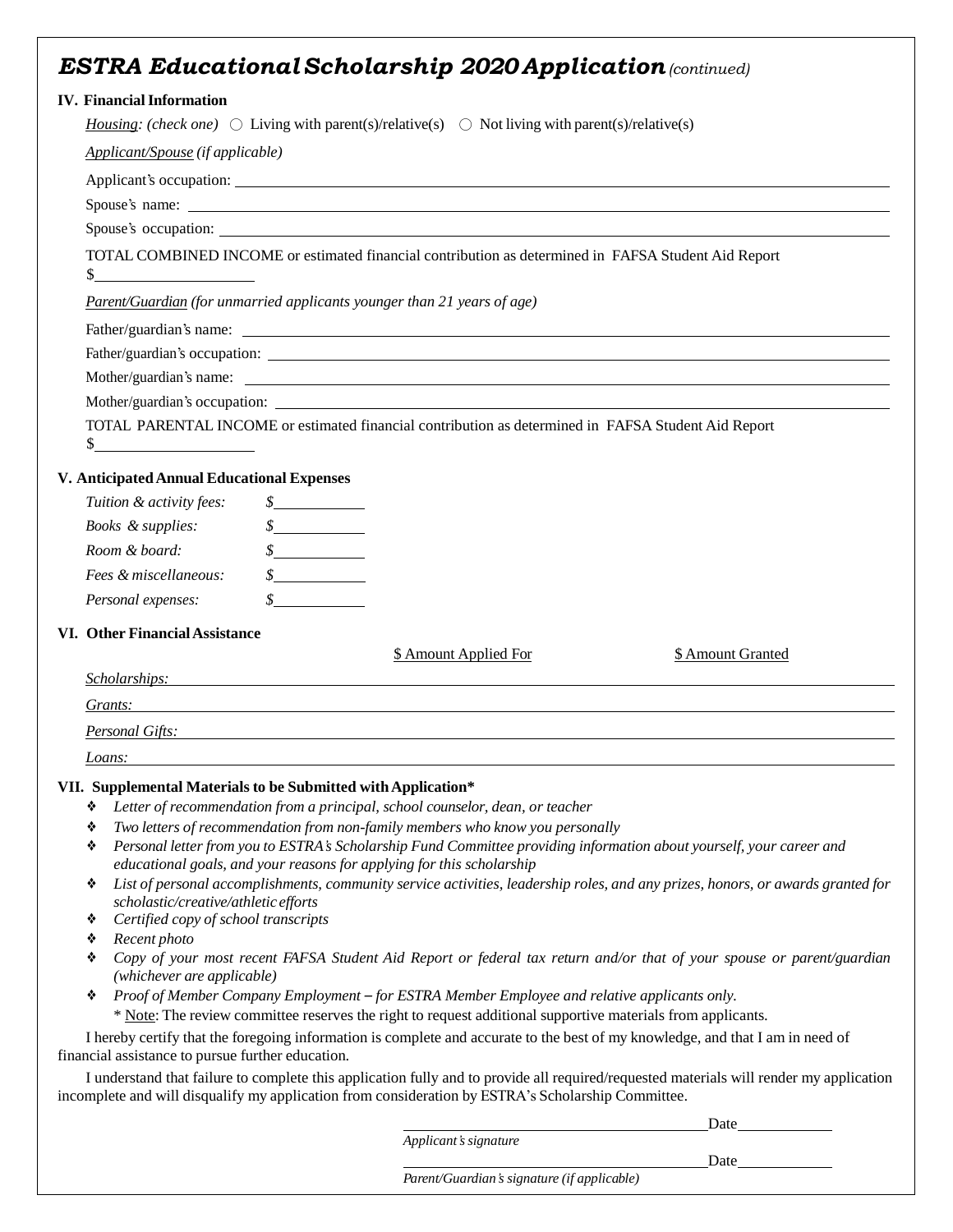# *ESTRA Educational Scholarship 2020 Application* *(continued)*

## IV. Financial Information

*Housing: (check one)* ○ Living with parent(s)/relative(s) ○ Not living with parent(s)/relative(s)

*Applicant/Spouse (if applicable)*

Applicant's occupation: ______________________________

Spouse's name: ______________________________

Spouse's occupation: ______________________________

TOTAL COMBINED INCOME or estimated financial contribution as determined in FAFSA Student Aid Report
$____________________

*Parent/Guardian (for unmarried applicants younger than 21 years of age)*

Father/guardian's name: ______________________________

Father/guardian's occupation: ______________________________

Mother/guardian's name: ______________________________

Mother/guardian's occupation: ______________________________

TOTAL PARENTAL INCOME or estimated financial contribution as determined in FAFSA Student Aid Report
$____________________

## V. Anticipated Annual Educational Expenses

| | |
|---|---|
| *Tuition & activity fees:* | *$*__________ |
| *Books & supplies:* | *$*__________ |
| *Room & board:* | *$*__________ |
| *Fees & miscellaneous:* | *$*__________ |
| *Personal expenses:* | *$*__________ |

## VI. Other Financial Assistance

| | $ Amount Applied For | $ Amount Granted |
|---|---|---|
| *Scholarships:* | | |
| *Grants:* | | |
| *Personal Gifts:* | | |
| *Loans:* | | |

## VII. Supplemental Materials to be Submitted with Application*

- *Letter of recommendation from a principal, school counselor, dean, or teacher*
- *Two letters of recommendation from non-family members who know you personally*
- *Personal letter from you to ESTRA's Scholarship Fund Committee providing information about yourself, your career and educational goals, and your reasons for applying for this scholarship*
- *List of personal accomplishments, community service activities, leadership roles, and any prizes, honors, or awards granted for scholastic/creative/athletic efforts*
- *Certified copy of school transcripts*
- *Recent photo*
- *Copy of your most recent FAFSA Student Aid Report or federal tax return and/or that of your spouse or parent/guardian (whichever are applicable)*
- *Proof of Member Company Employment – for ESTRA Member Employee and relative applicants only.*

\* Note: The review committee reserves the right to request additional supportive materials from applicants.

I hereby certify that the foregoing information is complete and accurate to the best of my knowledge, and that I am in need of financial assistance to pursue further education.

I understand that failure to complete this application fully and to provide all required/requested materials will render my application incomplete and will disqualify my application from consideration by ESTRA's Scholarship Committee.

______________________________ Date__________
*Applicant's signature*

______________________________ Date__________
*Parent/Guardian's signature (if applicable)*